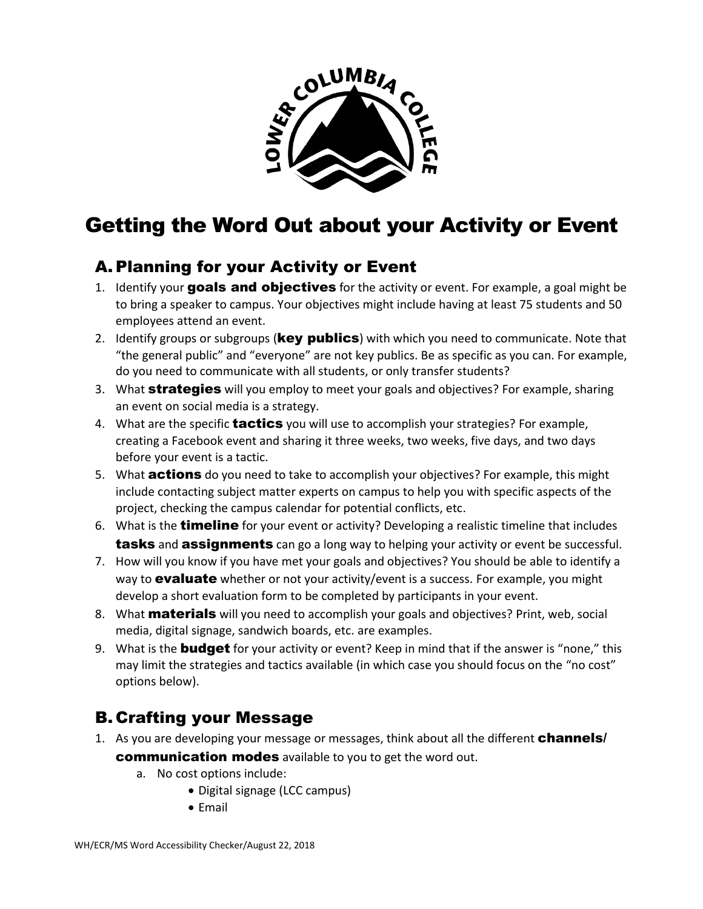# Getting the Word Out about your Activity or Event

## A. Planning for your Activity or Event

1. Identify your **goals and objectives** for the activity or event. For example, a goal might be to bring a speaker to campus. Your objectives might include having at least 75 students and 50 employees attend an event.
2. Identify groups or subgroups (**key publics**) with which you need to communicate. Note that "the general public" and "everyone" are not key publics. Be as specific as you can. For example, do you need to communicate with all students, or only transfer students?
3. What **strategies** will you employ to meet your goals and objectives? For example, sharing an event on social media is a strategy.
4. What are the specific **tactics** you will use to accomplish your strategies? For example, creating a Facebook event and sharing it three weeks, two weeks, five days, and two days before your event is a tactic.
5. What **actions** do you need to take to accomplish your objectives? For example, this might include contacting subject matter experts on campus to help you with specific aspects of the project, checking the campus calendar for potential conflicts, etc.
6. What is the **timeline** for your event or activity? Developing a realistic timeline that includes **tasks** and **assignments** can go a long way to helping your activity or event be successful.
7. How will you know if you have met your goals and objectives? You should be able to identify a way to **evaluate** whether or not your activity/event is a success. For example, you might develop a short evaluation form to be completed by participants in your event.
8. What **materials** will you need to accomplish your goals and objectives? Print, web, social media, digital signage, sandwich boards, etc. are examples.
9. What is the **budget** for your activity or event? Keep in mind that if the answer is "none," this may limit the strategies and tactics available (in which case you should focus on the "no cost" options below).

## B. Crafting your Message

1. As you are developing your message or messages, think about all the different **channels/ communication modes** available to you to get the word out.
   a. No cost options include:
      - Digital signage (LCC campus)
      - Email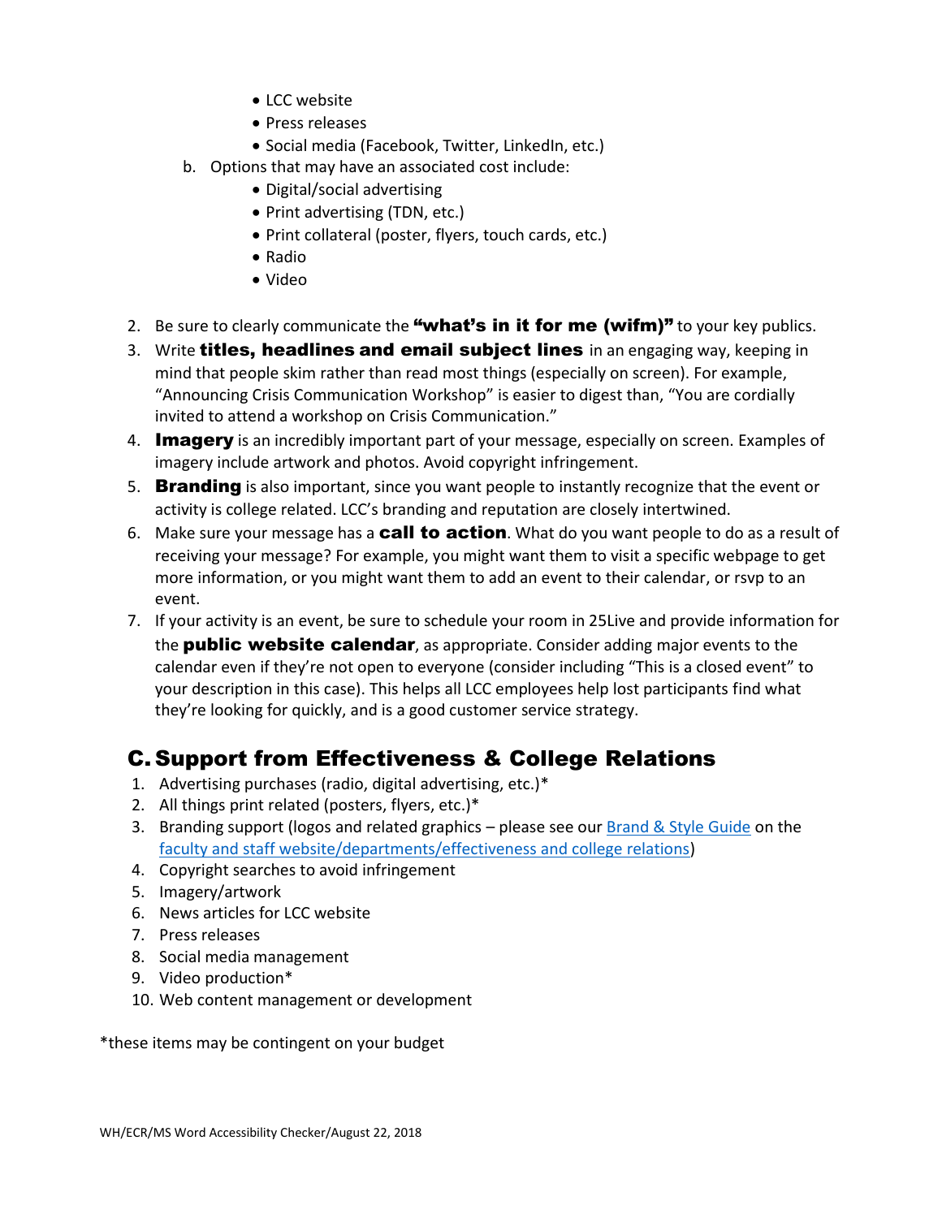- LCC website
- Press releases
- Social media (Facebook, Twitter, LinkedIn, etc.)

b. Options that may have an associated cost include:
   - Digital/social advertising
   - Print advertising (TDN, etc.)
   - Print collateral (poster, flyers, touch cards, etc.)
   - Radio
   - Video

2. Be sure to clearly communicate the **"what's in it for me (wifm)"** to your key publics.
3. Write **titles, headlines and email subject lines** in an engaging way, keeping in mind that people skim rather than read most things (especially on screen). For example, "Announcing Crisis Communication Workshop" is easier to digest than, "You are cordially invited to attend a workshop on Crisis Communication."
4. **Imagery** is an incredibly important part of your message, especially on screen. Examples of imagery include artwork and photos. Avoid copyright infringement.
5. **Branding** is also important, since you want people to instantly recognize that the event or activity is college related. LCC's branding and reputation are closely intertwined.
6. Make sure your message has a **call to action**. What do you want people to do as a result of receiving your message? For example, you might want them to visit a specific webpage to get more information, or you might want them to add an event to their calendar, or rsvp to an event.
7. If your activity is an event, be sure to schedule your room in 25Live and provide information for the **public website calendar**, as appropriate. Consider adding major events to the calendar even if they're not open to everyone (consider including "This is a closed event" to your description in this case). This helps all LCC employees help lost participants find what they're looking for quickly, and is a good customer service strategy.

## C. Support from Effectiveness & College Relations

1. Advertising purchases (radio, digital advertising, etc.)*
2. All things print related (posters, flyers, etc.)*
3. Branding support (logos and related graphics – please see our Brand & Style Guide on the faculty and staff website/departments/effectiveness and college relations)
4. Copyright searches to avoid infringement
5. Imagery/artwork
6. News articles for LCC website
7. Press releases
8. Social media management
9. Video production*
10. Web content management or development

*these items may be contingent on your budget

WH/ECR/MS Word Accessibility Checker/August 22, 2018